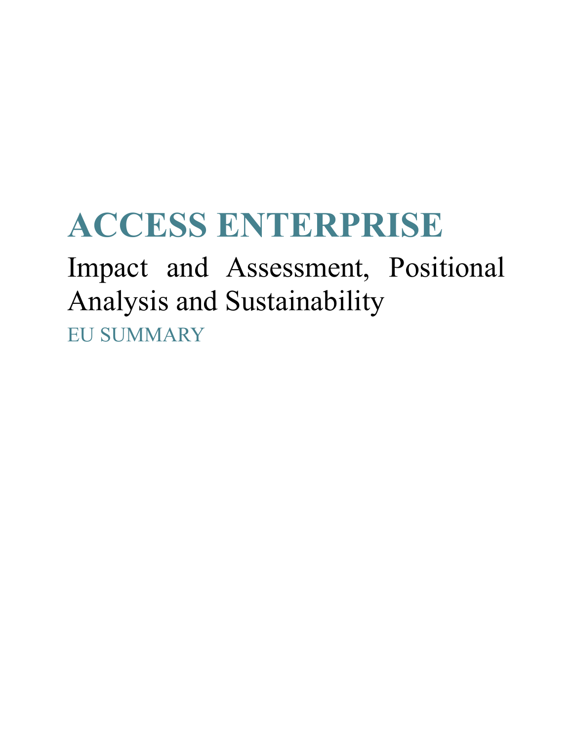# ACCESS ENTERPRISE

## Impact and Assessment, Positional Analysis and Sustainability

EU SUMMARY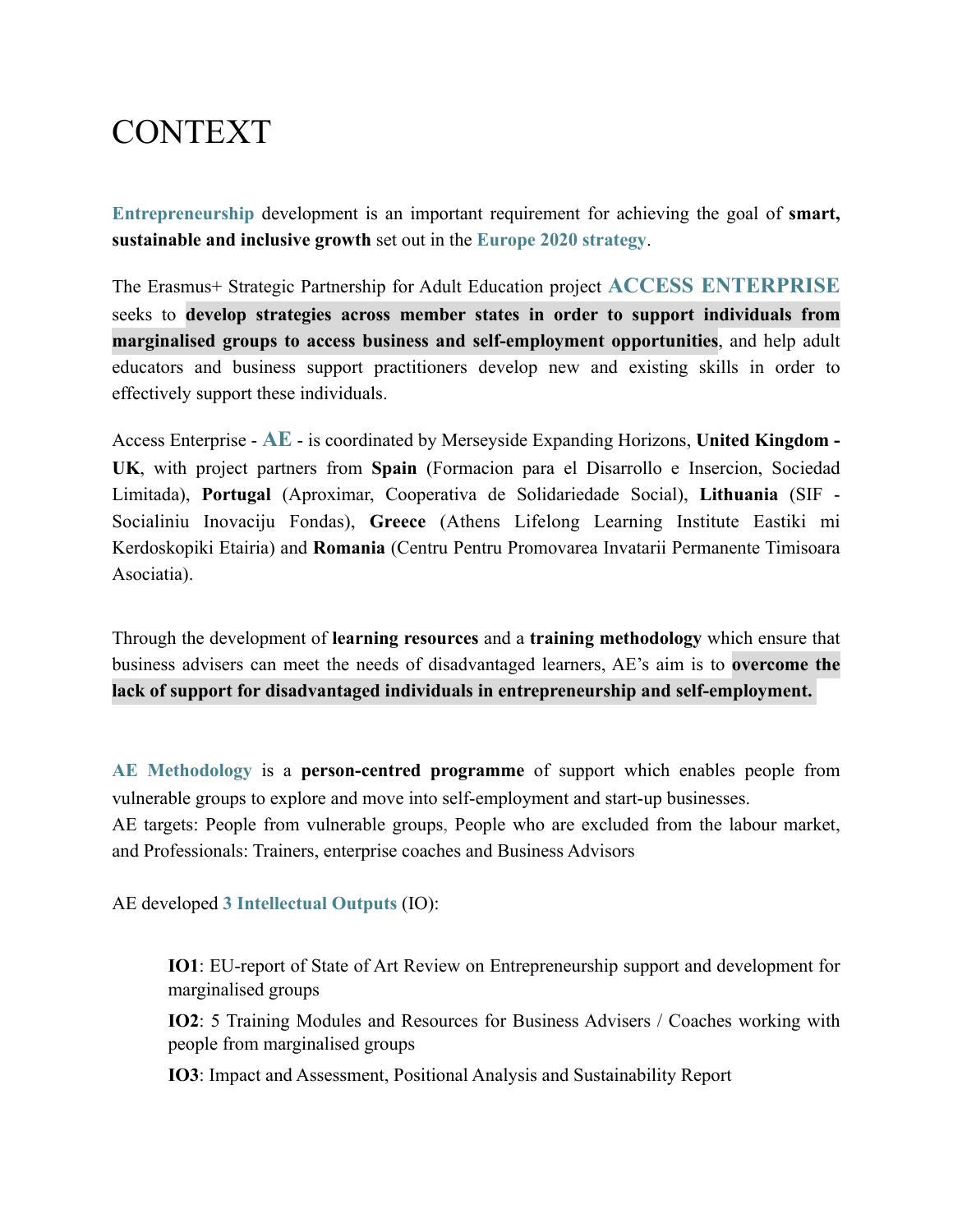# CONTEXT

**Entrepreneurship** development is an important requirement for achieving the goal of **smart, sustainable and inclusive growth** set out in the **Europe 2020 strategy**.

The Erasmus+ Strategic Partnership for Adult Education project **ACCESS ENTERPRISE** seeks to **develop strategies across member states in order to support individuals from marginalised groups to access business and self-employment opportunities**, and help adult educators and business support practitioners develop new and existing skills in order to effectively support these individuals.

Access Enterprise - **AE** - is coordinated by Merseyside Expanding Horizons, **United Kingdom - UK**, with project partners from **Spain** (Formacion para el Disarrollo e Insercion, Sociedad Limitada), **Portugal** (Aproximar, Cooperativa de Solidariedade Social), **Lithuania** (SIF - Socialiniu Inovaciju Fondas), **Greece** (Athens Lifelong Learning Institute Eastiki mi Kerdoskopiki Etairia) and **Romania** (Centru Pentru Promovarea Invatarii Permanente Timisoara Asociatia).

Through the development of **learning resources** and a **training methodology** which ensure that business advisers can meet the needs of disadvantaged learners, AE's aim is to **overcome the lack of support for disadvantaged individuals in entrepreneurship and self-employment.**

**AE Methodology** is a **person-centred programme** of support which enables people from vulnerable groups to explore and move into self-employment and start-up businesses.
AE targets: People from vulnerable groups, People who are excluded from the labour market, and Professionals: Trainers, enterprise coaches and Business Advisors

AE developed **3 Intellectual Outputs** (IO):

- **IO1**: EU-report of State of Art Review on Entrepreneurship support and development for marginalised groups
- **IO2**: 5 Training Modules and Resources for Business Advisers / Coaches working with people from marginalised groups
- **IO3**: Impact and Assessment, Positional Analysis and Sustainability Report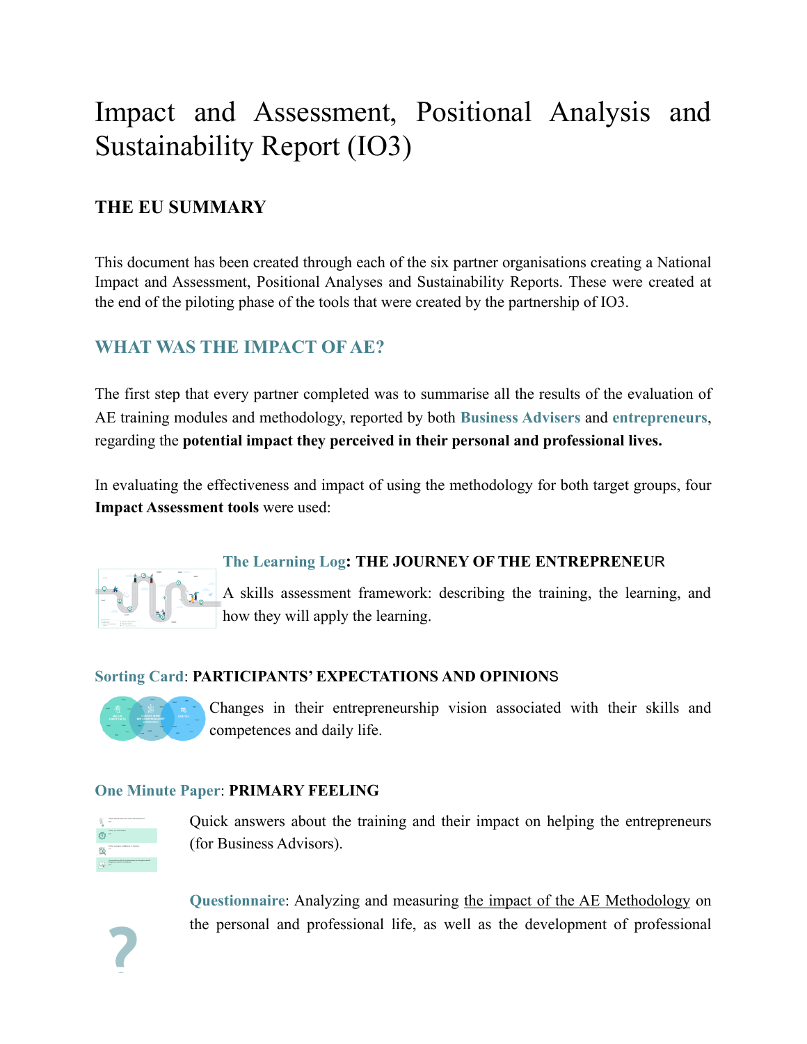# Impact and Assessment, Positional Analysis and Sustainability Report (IO3)

## THE EU SUMMARY

This document has been created through each of the six partner organisations creating a National Impact and Assessment, Positional Analyses and Sustainability Reports. These were created at the end of the piloting phase of the tools that were created by the partnership of IO3.

## WHAT WAS THE IMPACT OF AE?

The first step that every partner completed was to summarise all the results of the evaluation of AE training modules and methodology, reported by both **Business Advisers** and **entrepreneurs**, regarding the **potential impact they perceived in their personal and professional lives.**

In evaluating the effectiveness and impact of using the methodology for both target groups, four **Impact Assessment tools** were used:

**The Learning Log: THE JOURNEY OF THE ENTREPRENEUR**

A skills assessment framework: describing the training, the learning, and how they will apply the learning.

**Sorting Card: PARTICIPANTS' EXPECTATIONS AND OPINIONS**

Changes in their entrepreneurship vision associated with their skills and competences and daily life.

**One Minute Paper: PRIMARY FEELING**

Quick answers about the training and their impact on helping the entrepreneurs (for Business Advisors).

**Questionnaire**: Analyzing and measuring the impact of the AE Methodology on the personal and professional life, as well as the development of professional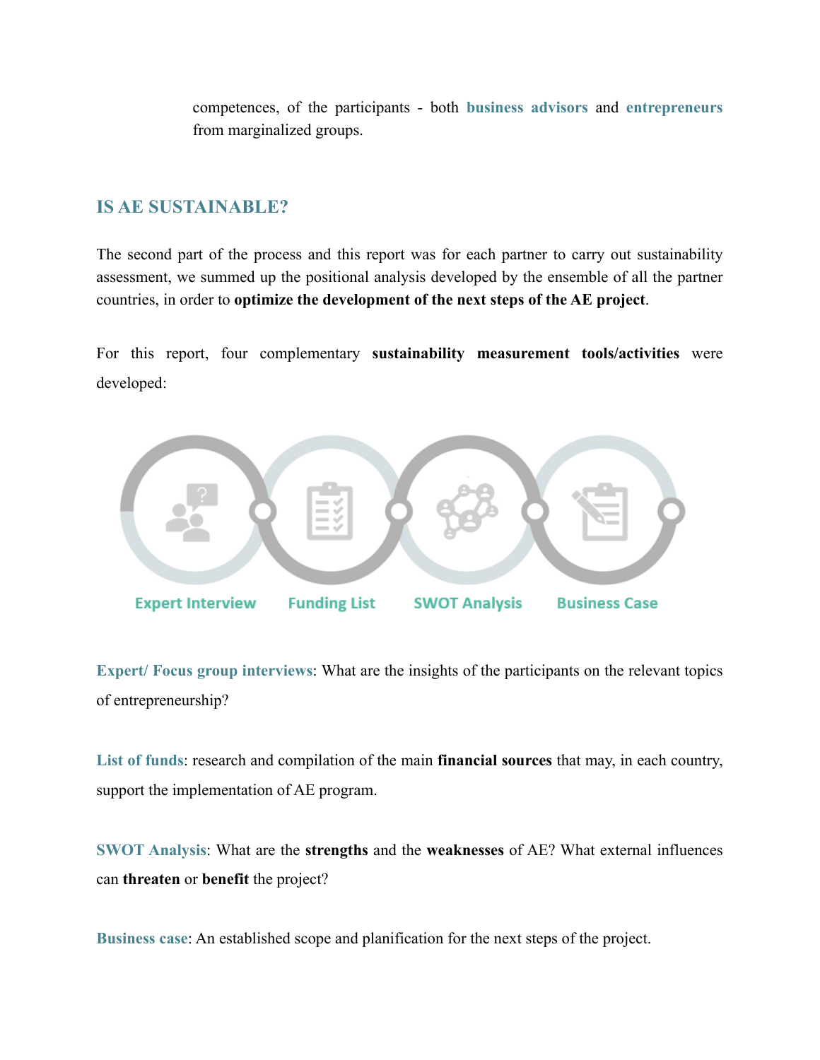competences, of the participants - both **business advisors** and **entrepreneurs** from marginalized groups.

## IS AE SUSTAINABLE?

The second part of the process and this report was for each partner to carry out sustainability assessment, we summed up the positional analysis developed by the ensemble of all the partner countries, in order to **optimize the development of the next steps of the AE project**.

For this report, four complementary **sustainability measurement tools/activities** were developed:

Expert Interview
Funding List
SWOT Analysis
Business Case

**Expert/ Focus group interviews**: What are the insights of the participants on the relevant topics of entrepreneurship?

**List of funds**: research and compilation of the main **financial sources** that may, in each country, support the implementation of AE program.

**SWOT Analysis**: What are the **strengths** and the **weaknesses** of AE? What external influences can **threaten** or **benefit** the project?

**Business case**: An established scope and planification for the next steps of the project.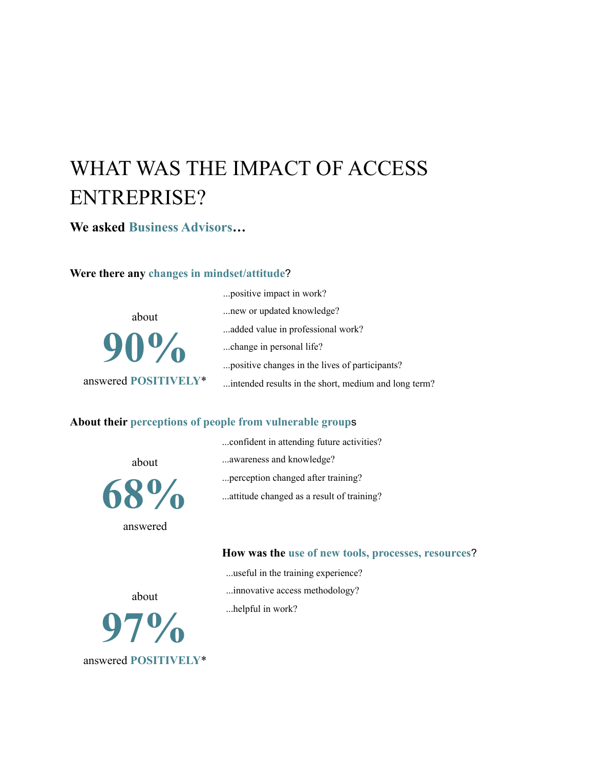# WHAT WAS THE IMPACT OF ACCESS ENTREPRISE?

**We asked Business Advisors…**

**Were there any changes in mindset/attitude?**

about
**90%**
answered **POSITIVELY***

...positive impact in work?

...new or updated knowledge?

...added value in professional work?

...change in personal life?

...positive changes in the lives of participants?

...intended results in the short, medium and long term?

**About their perceptions of people from vulnerable groups**

about
**68%**
answered

...confident in attending future activities?

...awareness and knowledge?

...perception changed after training?

...attitude changed as a result of training?

**How was the use of new tools, processes, resources?**

about
**97%**
answered **POSITIVELY***

...useful in the training experience?

...innovative access methodology?

...helpful in work?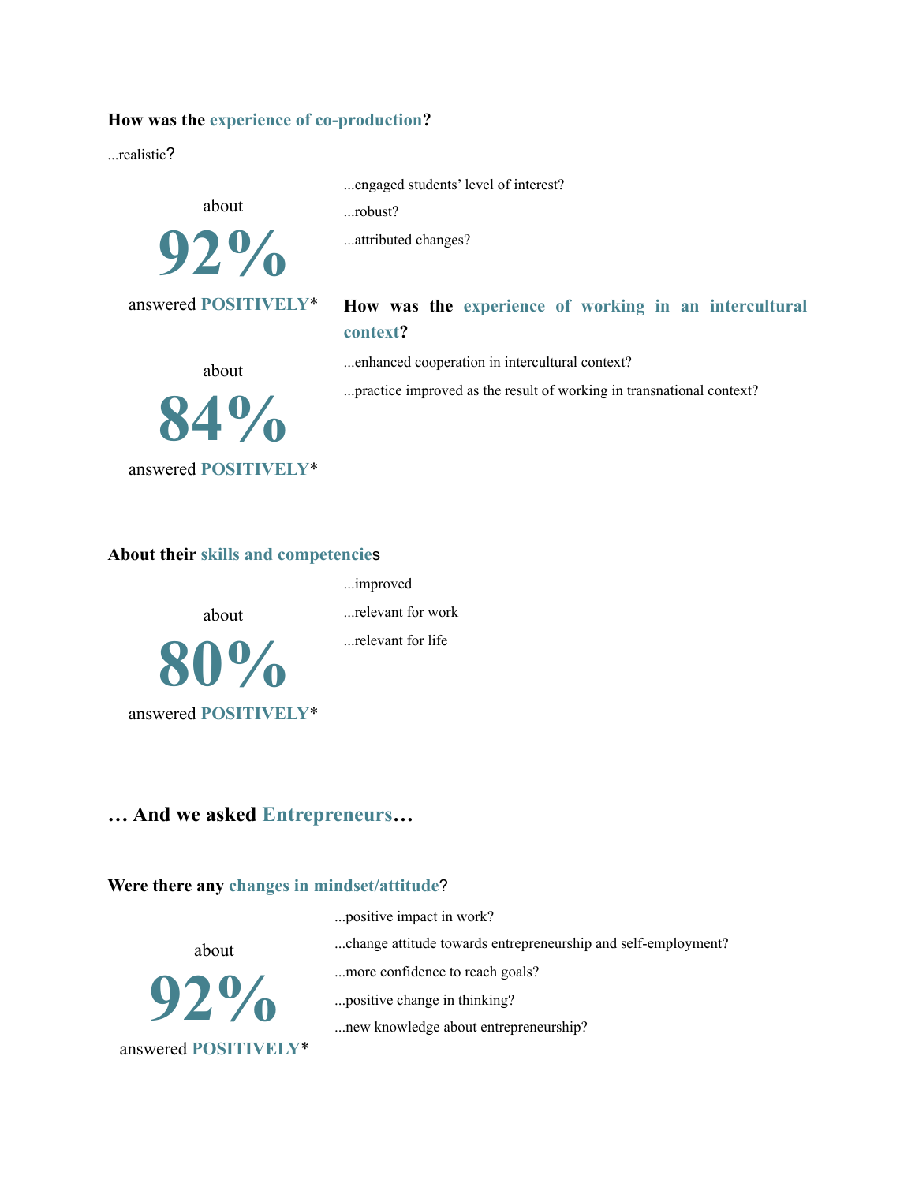**How was the experience of co-production?**

...realistic?

...engaged students' level of interest?

...robust?

...attributed changes?

about
# 92%
answered **POSITIVELY***

**How was the experience of working in an intercultural context?**

...enhanced cooperation in intercultural context?

...practice improved as the result of working in transnational context?

about
# 84%
answered **POSITIVELY***

**About their skills and competencies**

...improved

...relevant for work

...relevant for life

about
# 80%
answered **POSITIVELY***

## … And we asked Entrepreneurs…

**Were there any changes in mindset/attitude?**

...positive impact in work?

...change attitude towards entrepreneurship and self-employment?

...more confidence to reach goals?

...positive change in thinking?

...new knowledge about entrepreneurship?

about
# 92%
answered **POSITIVELY***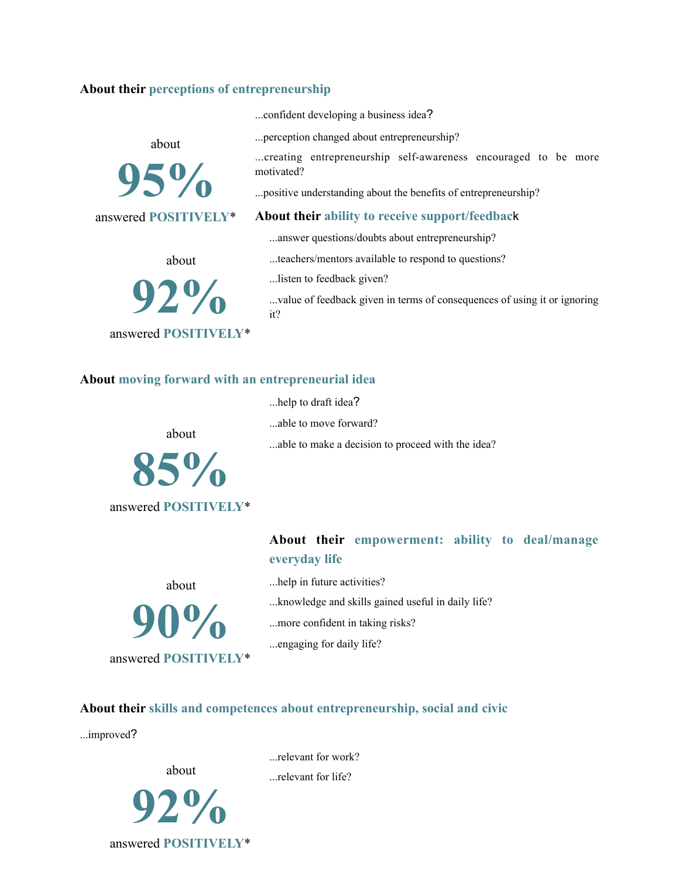**About their perceptions of entrepreneurship**

about
**95%**
answered **POSITIVELY***

...confident developing a business idea?

...perception changed about entrepreneurship?

...creating entrepreneurship self-awareness encouraged to be more motivated?

...positive understanding about the benefits of entrepreneurship?

**About their ability to receive support/feedback**

about
**92%**
answered **POSITIVELY***

...answer questions/doubts about entrepreneurship?

...teachers/mentors available to respond to questions?

...listen to feedback given?

...value of feedback given in terms of consequences of using it or ignoring it?

**About moving forward with an entrepreneurial idea**

about
**85%**
answered **POSITIVELY***

...help to draft idea?

...able to move forward?

...able to make a decision to proceed with the idea?

**About their empowerment: ability to deal/manage everyday life**

about
**90%**
answered **POSITIVELY***

...help in future activities?

...knowledge and skills gained useful in daily life?

...more confident in taking risks?

...engaging for daily life?

**About their skills and competences about entrepreneurship, social and civic**

...improved?

about
**92%**
answered **POSITIVELY***

...relevant for work?

...relevant for life?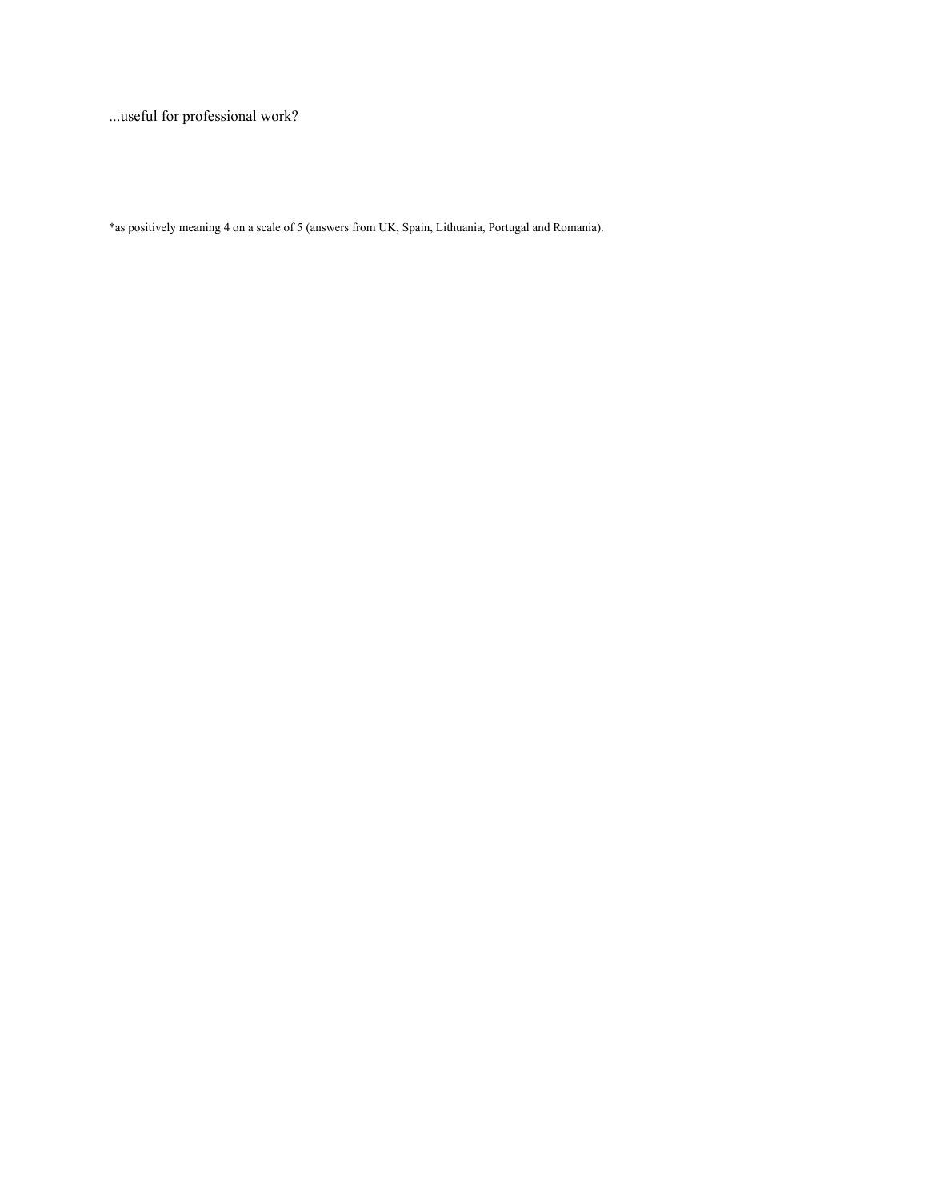...useful for professional work?

*as positively meaning 4 on a scale of 5 (answers from UK, Spain, Lithuania, Portugal and Romania).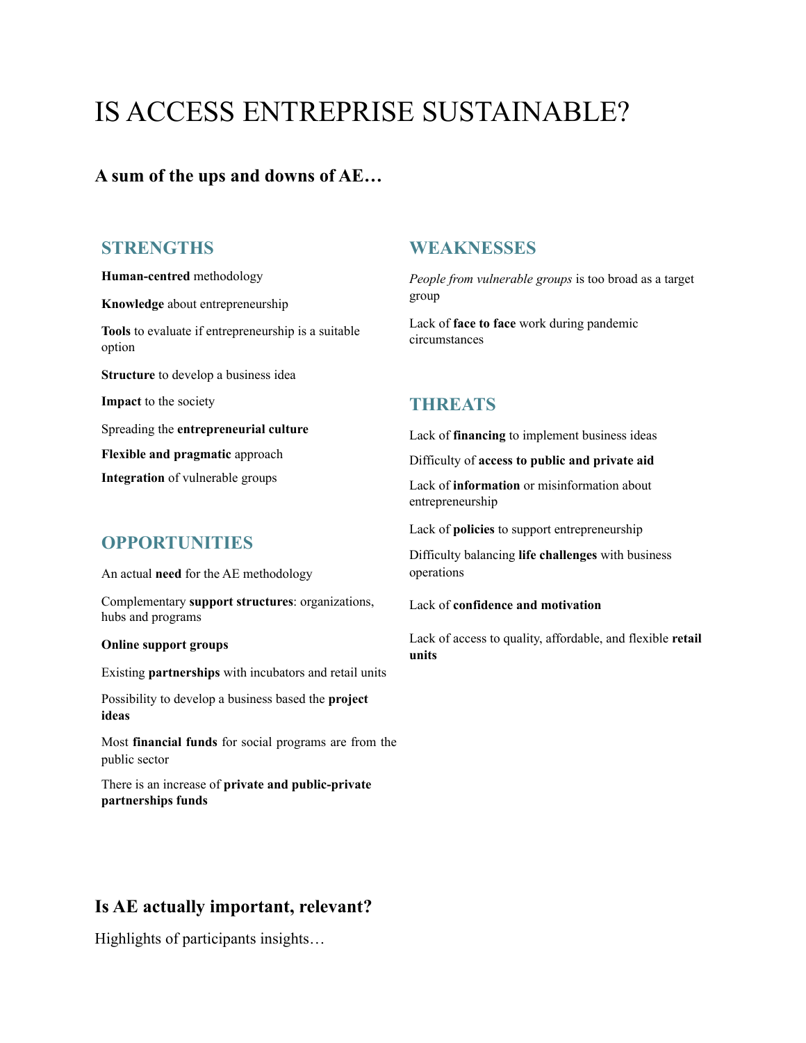# IS ACCESS ENTREPRISE SUSTAINABLE?

### A sum of the ups and downs of AE…

## STRENGTHS

**Human-centred** methodology

**Knowledge** about entrepreneurship

**Tools** to evaluate if entrepreneurship is a suitable option

**Structure** to develop a business idea

**Impact** to the society

Spreading the **entrepreneurial culture**

**Flexible and pragmatic** approach

**Integration** of vulnerable groups

## OPPORTUNITIES

An actual **need** for the AE methodology

Complementary **support structures**: organizations, hubs and programs

**Online support groups**

Existing **partnerships** with incubators and retail units

Possibility to develop a business based the **project ideas**

Most **financial funds** for social programs are from the public sector

There is an increase of **private and public-private partnerships funds**

## WEAKNESSES

*People from vulnerable groups* is too broad as a target group

Lack of **face to face** work during pandemic circumstances

## THREATS

Lack of **financing** to implement business ideas

Difficulty of **access to public and private aid**

Lack of **information** or misinformation about entrepreneurship

Lack of **policies** to support entrepreneurship

Difficulty balancing **life challenges** with business operations

Lack of **confidence and motivation**

Lack of access to quality, affordable, and flexible **retail units**

### Is AE actually important, relevant?

Highlights of participants insights…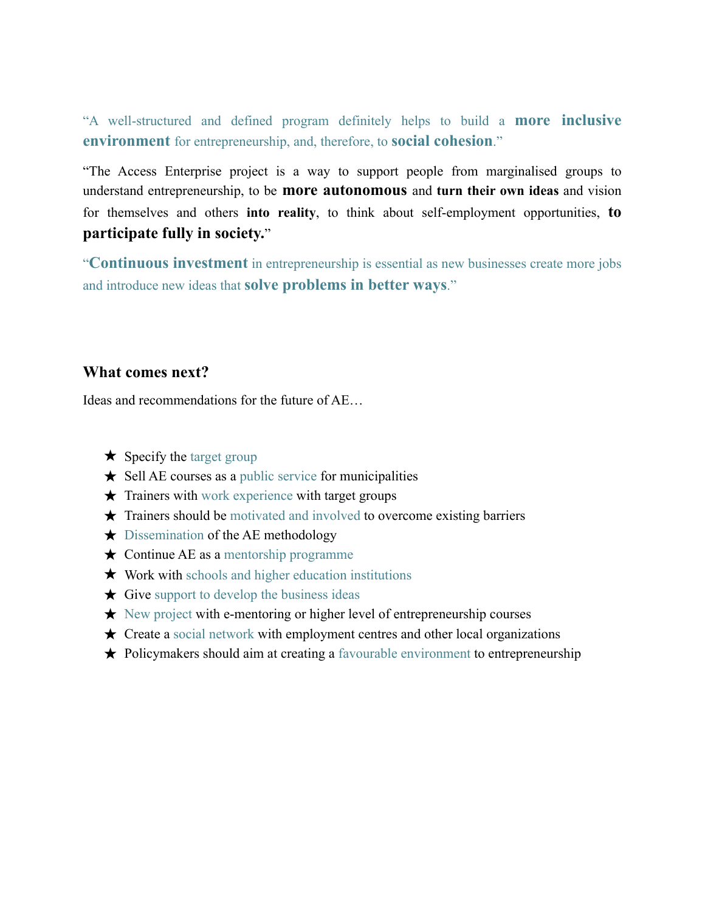"A well-structured and defined program definitely helps to build a **more inclusive environment** for entrepreneurship, and, therefore, to **social cohesion**."

"The Access Enterprise project is a way to support people from marginalised groups to understand entrepreneurship, to be **more autonomous** and **turn their own ideas** and vision for themselves and others **into reality**, to think about self-employment opportunities, **to participate fully in society.**"

"**Continuous investment** in entrepreneurship is essential as new businesses create more jobs and introduce new ideas that **solve problems in better ways**."

### What comes next?

Ideas and recommendations for the future of AE…

- ★ Specify the target group
- ★ Sell AE courses as a public service for municipalities
- ★ Trainers with work experience with target groups
- ★ Trainers should be motivated and involved to overcome existing barriers
- ★ Dissemination of the AE methodology
- ★ Continue AE as a mentorship programme
- ★ Work with schools and higher education institutions
- ★ Give support to develop the business ideas
- ★ New project with e-mentoring or higher level of entrepreneurship courses
- ★ Create a social network with employment centres and other local organizations
- ★ Policymakers should aim at creating a favourable environment to entrepreneurship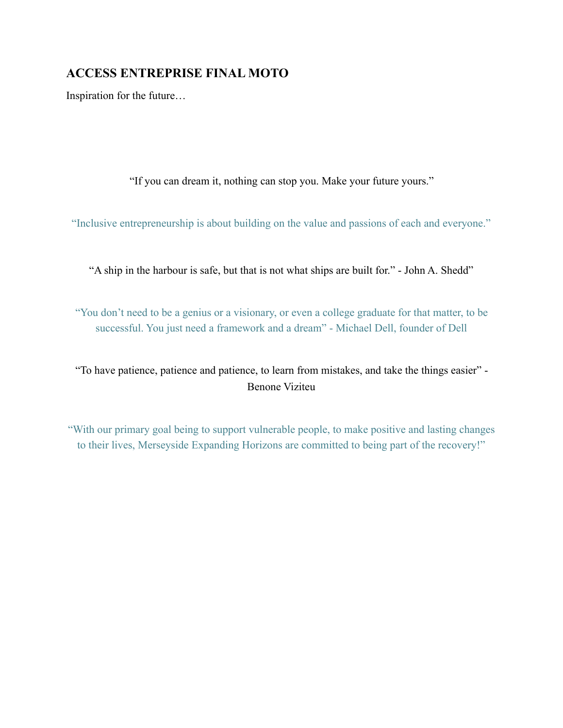## ACCESS ENTREPRISE FINAL MOTO

Inspiration for the future…

"If you can dream it, nothing can stop you. Make your future yours."

"Inclusive entrepreneurship is about building on the value and passions of each and everyone."

"A ship in the harbour is safe, but that is not what ships are built for." - John A. Shedd"

"You don't need to be a genius or a visionary, or even a college graduate for that matter, to be successful. You just need a framework and a dream" - Michael Dell, founder of Dell

"To have patience, patience and patience, to learn from mistakes, and take the things easier" - Benone Viziteu

"With our primary goal being to support vulnerable people, to make positive and lasting changes to their lives, Merseyside Expanding Horizons are committed to being part of the recovery!"